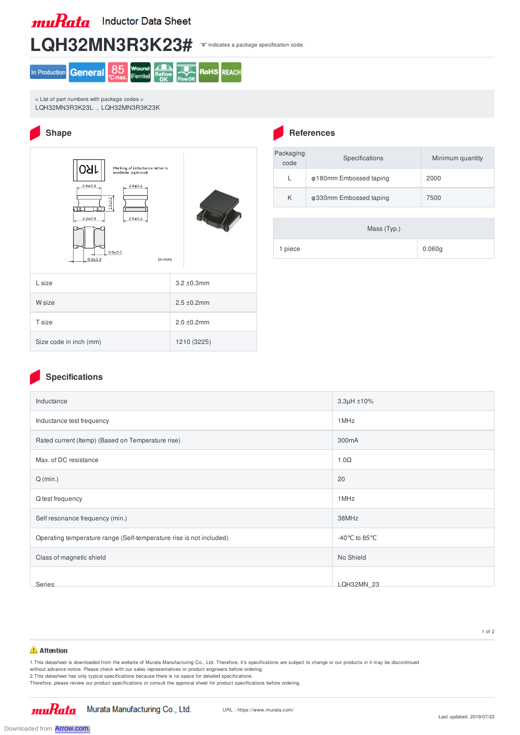# muRata Inductor Data Sheet

# LQH32MN3R3K23#

"#" indicates a package specification code.

In Production | General | 85 ℃max. | Wound (Ferrite) | Reflow OK | Flow OK | RoHS | REACH

< List of part numbers with package codes >
LQH32MN3R3K23L , LQH32MN3R3K23K

## Shape

1R0

Marking of inductance letter is available (optional)

2.5±0.2 | 2.5±0.2 | 2.0±0.2 | 3.2±0.3 | 2.5±0.2 | 0.9±0.3 | 0.9±0.3 | (in mm)

| | |
|---|---|
| L size | 3.2 ±0.3mm |
| W size | 2.5 ±0.2mm |
| T size | 2.0 ±0.2mm |
| Size code in inch (mm) | 1210 (3225) |

## References

| Packaging code | Specifications | Minimum quantity |
|---|---|---|
| L | φ180mm Embossed taping | 2000 |
| K | φ330mm Embossed taping | 7500 |

| Mass (Typ.) | |
|---|---|
| 1 piece | 0.060g |

## Specifications

| | |
|---|---|
| Inductance | 3.3μH ±10% |
| Inductance test frequency | 1MHz |
| Rated current (Itemp) (Based on Temperature rise) | 300mA |
| Max. of DC resistance | 1.0Ω |
| Q (min.) | 20 |
| Q test frequency | 1MHz |
| Self resonance frequency (min.) | 38MHz |
| Operating temperature range (Self-temperature rise is not included) | -40℃ to 85℃ |
| Class of magnetic shield | No Shield |
| Series | LQH32MN_23 |

⚠ **Attention**

1.This datasheet is downloaded from the website of Murata Manufacturing Co., Ltd. Therefore, it's specifications are subject to change or our products in it may be discontinued without advance notice. Please check with our sales representatives or product engineers before ordering.
2.This datasheet has only typical specifications because there is no space for detailed specifications.
Therefore, please review our product specifications or consult the approval sheet for product specifications before ordering.

muRata Murata Manufacturing Co., Ltd. URL : https://www.murata.com/

Last updated: 2019/07/22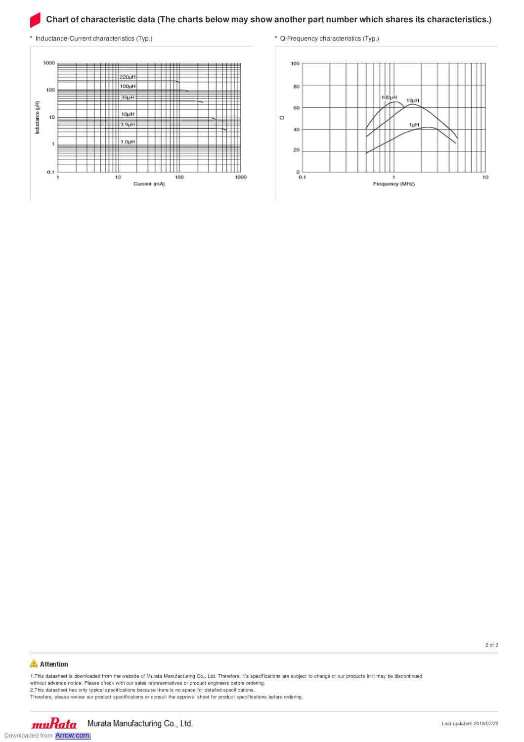## Chart of characteristic data (The charts below may show another part number which shares its characteristics.)

Inductance-Current characteristics (Typ.)

1000
100
10
1
0.1
Inductance (μH)
220μH
100μH
39μH
10μH
3.9μH
1.0μH
1
10
100
1000
Current (mA)

Q-Frequency characteristics (Typ.)

100
80
60
40
20
0
Q
100μH
10μH
1μH
0.1
1
10
Frequency (MHz)

### Attention

1.This datasheet is downloaded from the website of Murata Manufacturing Co., Ltd. Therefore, it's specifications are subject to change or our products in it may be discontinued without advance notice. Please check with our sales representatives or product engineers before ordering.
2.This datasheet has only typical specifications because there is no space for detailed specifications.
Therefore, please review our product specifications or consult the approval sheet for product specifications before ordering.

muRata Murata Manufacturing Co., Ltd.

Last updated: 2019/07/22

Downloaded from Arrow.com.